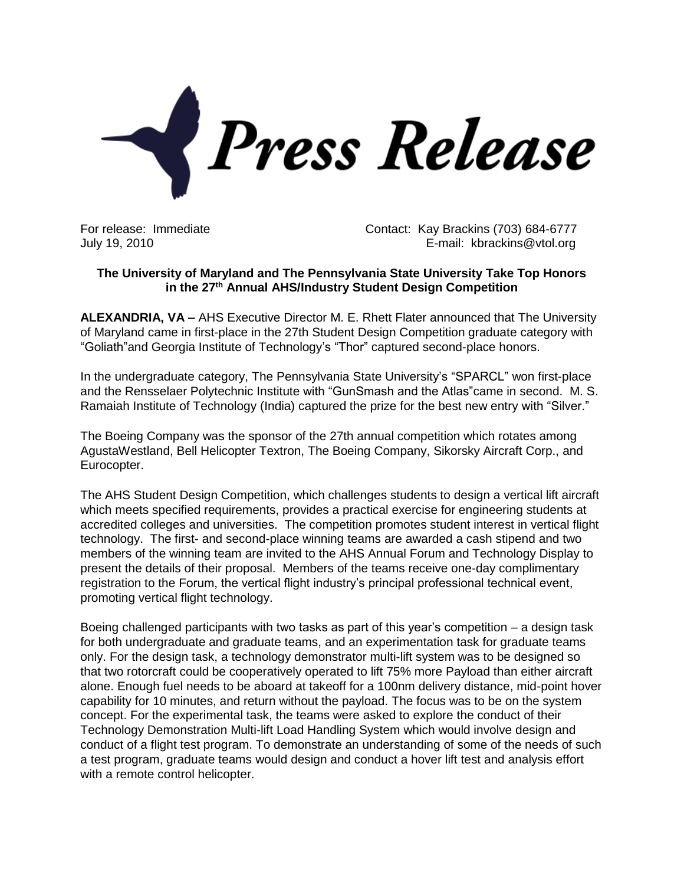# Press Release

For release: Immediate
July 19, 2010

Contact: Kay Brackins (703) 684-6777
E-mail: kbrackins@vtol.org

**The University of Maryland and The Pennsylvania State University Take Top Honors in the 27th Annual AHS/Industry Student Design Competition**

**ALEXANDRIA, VA –** AHS Executive Director M. E. Rhett Flater announced that The University of Maryland came in first-place in the 27th Student Design Competition graduate category with "Goliath"and Georgia Institute of Technology's "Thor" captured second-place honors.

In the undergraduate category, The Pennsylvania State University's "SPARCL" won first-place and the Rensselaer Polytechnic Institute with "GunSmash and the Atlas"came in second. M. S. Ramaiah Institute of Technology (India) captured the prize for the best new entry with "Silver."

The Boeing Company was the sponsor of the 27th annual competition which rotates among AgustaWestland, Bell Helicopter Textron, The Boeing Company, Sikorsky Aircraft Corp., and Eurocopter.

The AHS Student Design Competition, which challenges students to design a vertical lift aircraft which meets specified requirements, provides a practical exercise for engineering students at accredited colleges and universities. The competition promotes student interest in vertical flight technology. The first- and second-place winning teams are awarded a cash stipend and two members of the winning team are invited to the AHS Annual Forum and Technology Display to present the details of their proposal. Members of the teams receive one-day complimentary registration to the Forum, the vertical flight industry's principal professional technical event, promoting vertical flight technology.

Boeing challenged participants with two tasks as part of this year's competition – a design task for both undergraduate and graduate teams, and an experimentation task for graduate teams only. For the design task, a technology demonstrator multi-lift system was to be designed so that two rotorcraft could be cooperatively operated to lift 75% more Payload than either aircraft alone. Enough fuel needs to be aboard at takeoff for a 100nm delivery distance, mid-point hover capability for 10 minutes, and return without the payload. The focus was to be on the system concept. For the experimental task, the teams were asked to explore the conduct of their Technology Demonstration Multi-lift Load Handling System which would involve design and conduct of a flight test program. To demonstrate an understanding of some of the needs of such a test program, graduate teams would design and conduct a hover lift test and analysis effort with a remote control helicopter.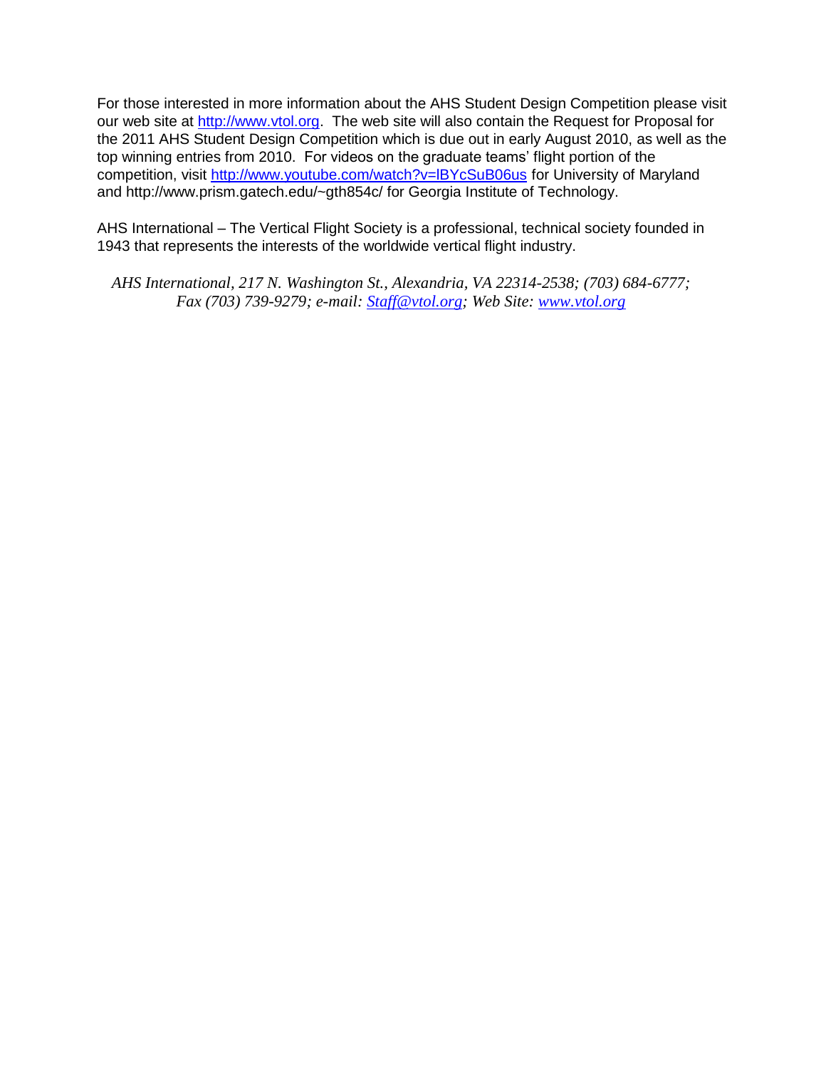For those interested in more information about the AHS Student Design Competition please visit our web site at [http://www.vtol.org](http://www.vtol.org). The web site will also contain the Request for Proposal for the 2011 AHS Student Design Competition which is due out in early August 2010, as well as the top winning entries from 2010. For videos on the graduate teams' flight portion of the competition, visit [http://www.youtube.com/watch?v=lBYcSuB06us](http://www.youtube.com/watch?v=lBYcSuB06us) for University of Maryland and http://www.prism.gatech.edu/~gth854c/ for Georgia Institute of Technology.

AHS International – The Vertical Flight Society is a professional, technical society founded in 1943 that represents the interests of the worldwide vertical flight industry.

*AHS International, 217 N. Washington St., Alexandria, VA 22314-2538; (703) 684-6777; Fax (703) 739-9279; e-mail: [Staff@vtol.org](mailto:Staff@vtol.org); Web Site: [www.vtol.org](http://www.vtol.org)*